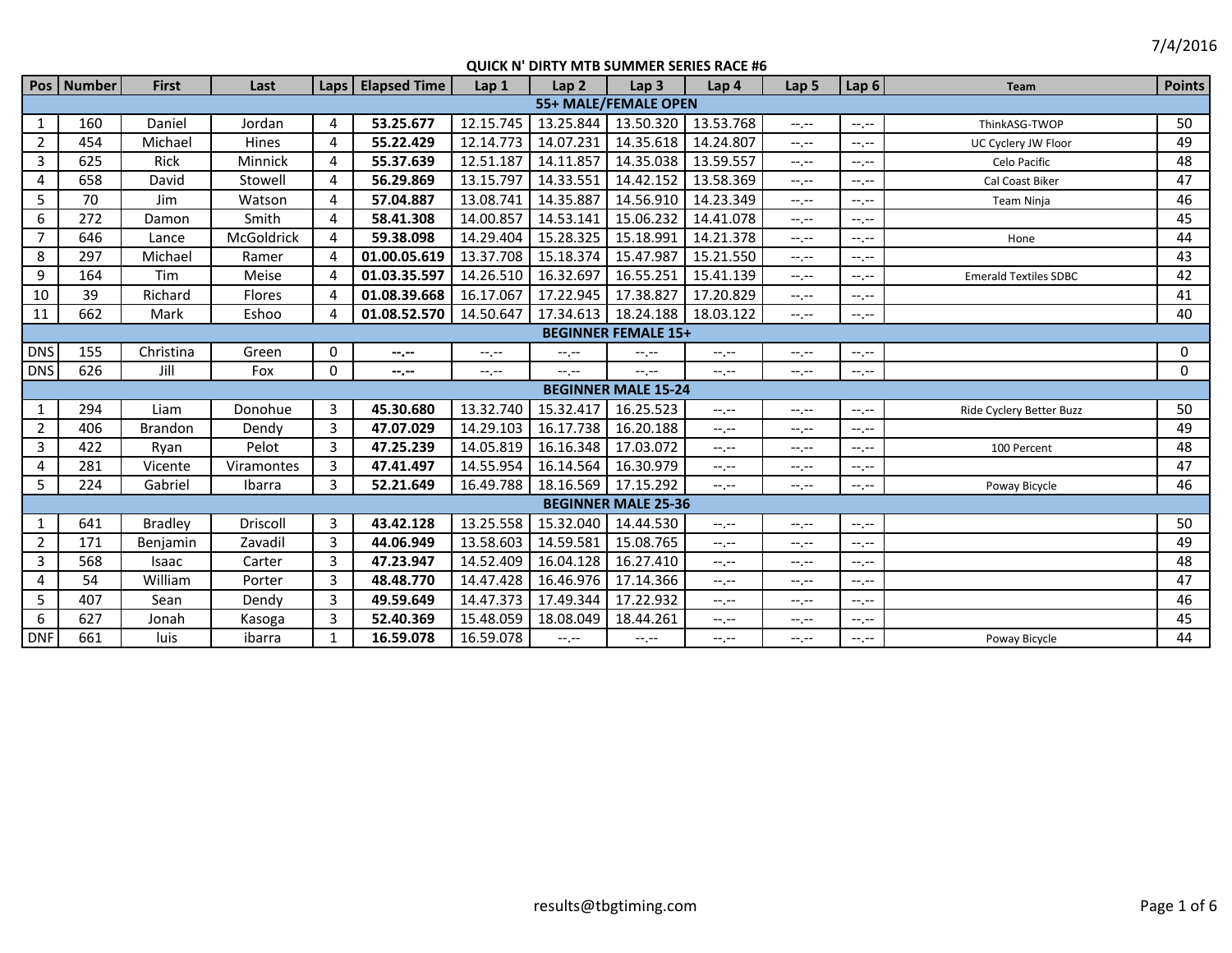7/4/2016

# QUICK N' DIRTY MTB SUMMER SERIES RACE #6

| Pos | Number | First | Last | Laps | Elapsed Time | Lap 1 | Lap 2 | Lap 3 | Lap 4 | Lap 5 | Lap 6 | Team | Points |
|---|---|---|---|---|---|---|---|---|---|---|---|---|---|
| **55+ MALE/FEMALE OPEN** | | | | | | | | | | | | | |
| 1 | 160 | Daniel | Jordan | 4 | **53.25.677** | 12.15.745 | 13.25.844 | 13.50.320 | 13.53.768 | --.-- | --.-- | ThinkASG-TWOP | 50 |
| 2 | 454 | Michael | Hines | 4 | **55.22.429** | 12.14.773 | 14.07.231 | 14.35.618 | 14.24.807 | --.-- | --.-- | UC Cyclery JW Floor | 49 |
| 3 | 625 | Rick | Minnick | 4 | **55.37.639** | 12.51.187 | 14.11.857 | 14.35.038 | 13.59.557 | --.-- | --.-- | Celo Pacific | 48 |
| 4 | 658 | David | Stowell | 4 | **56.29.869** | 13.15.797 | 14.33.551 | 14.42.152 | 13.58.369 | --.-- | --.-- | Cal Coast Biker | 47 |
| 5 | 70 | Jim | Watson | 4 | **57.04.887** | 13.08.741 | 14.35.887 | 14.56.910 | 14.23.349 | --.-- | --.-- | Team Ninja | 46 |
| 6 | 272 | Damon | Smith | 4 | **58.41.308** | 14.00.857 | 14.53.141 | 15.06.232 | 14.41.078 | --.-- | --.-- | | 45 |
| 7 | 646 | Lance | McGoldrick | 4 | **59.38.098** | 14.29.404 | 15.28.325 | 15.18.991 | 14.21.378 | --.-- | --.-- | Hone | 44 |
| 8 | 297 | Michael | Ramer | 4 | **01.00.05.619** | 13.37.708 | 15.18.374 | 15.47.987 | 15.21.550 | --.-- | --.-- | | 43 |
| 9 | 164 | Tim | Meise | 4 | **01.03.35.597** | 14.26.510 | 16.32.697 | 16.55.251 | 15.41.139 | --.-- | --.-- | Emerald Textiles SDBC | 42 |
| 10 | 39 | Richard | Flores | 4 | **01.08.39.668** | 16.17.067 | 17.22.945 | 17.38.827 | 17.20.829 | --.-- | --.-- | | 41 |
| 11 | 662 | Mark | Eshoo | 4 | **01.08.52.570** | 14.50.647 | 17.34.613 | 18.24.188 | 18.03.122 | --.-- | --.-- | | 40 |
| **BEGINNER FEMALE 15+** | | | | | | | | | | | | | |
| DNS | 155 | Christina | Green | 0 | **--.--** | --.-- | --.-- | --.-- | --.-- | --.-- | --.-- | | 0 |
| DNS | 626 | Jill | Fox | 0 | **--.--** | --.-- | --.-- | --.-- | --.-- | --.-- | --.-- | | 0 |
| **BEGINNER MALE 15-24** | | | | | | | | | | | | | |
| 1 | 294 | Liam | Donohue | 3 | **45.30.680** | 13.32.740 | 15.32.417 | 16.25.523 | --.-- | --.-- | --.-- | Ride Cyclery Better Buzz | 50 |
| 2 | 406 | Brandon | Dendy | 3 | **47.07.029** | 14.29.103 | 16.17.738 | 16.20.188 | --.-- | --.-- | --.-- | | 49 |
| 3 | 422 | Ryan | Pelot | 3 | **47.25.239** | 14.05.819 | 16.16.348 | 17.03.072 | --.-- | --.-- | --.-- | 100 Percent | 48 |
| 4 | 281 | Vicente | Viramontes | 3 | **47.41.497** | 14.55.954 | 16.14.564 | 16.30.979 | --.-- | --.-- | --.-- | | 47 |
| 5 | 224 | Gabriel | Ibarra | 3 | **52.21.649** | 16.49.788 | 18.16.569 | 17.15.292 | --.-- | --.-- | --.-- | Poway Bicycle | 46 |
| **BEGINNER MALE 25-36** | | | | | | | | | | | | | |
| 1 | 641 | Bradley | Driscoll | 3 | **43.42.128** | 13.25.558 | 15.32.040 | 14.44.530 | --.-- | --.-- | --.-- | | 50 |
| 2 | 171 | Benjamin | Zavadil | 3 | **44.06.949** | 13.58.603 | 14.59.581 | 15.08.765 | --.-- | --.-- | --.-- | | 49 |
| 3 | 568 | Isaac | Carter | 3 | **47.23.947** | 14.52.409 | 16.04.128 | 16.27.410 | --.-- | --.-- | --.-- | | 48 |
| 4 | 54 | William | Porter | 3 | **48.48.770** | 14.47.428 | 16.46.976 | 17.14.366 | --.-- | --.-- | --.-- | | 47 |
| 5 | 407 | Sean | Dendy | 3 | **49.59.649** | 14.47.373 | 17.49.344 | 17.22.932 | --.-- | --.-- | --.-- | | 46 |
| 6 | 627 | Jonah | Kasoga | 3 | **52.40.369** | 15.48.059 | 18.08.049 | 18.44.261 | --.-- | --.-- | --.-- | | 45 |
| DNF | 661 | luis | ibarra | 1 | **16.59.078** | 16.59.078 | --.-- | --.-- | --.-- | --.-- | --.-- | Poway Bicycle | 44 |

results@tbgtiming.com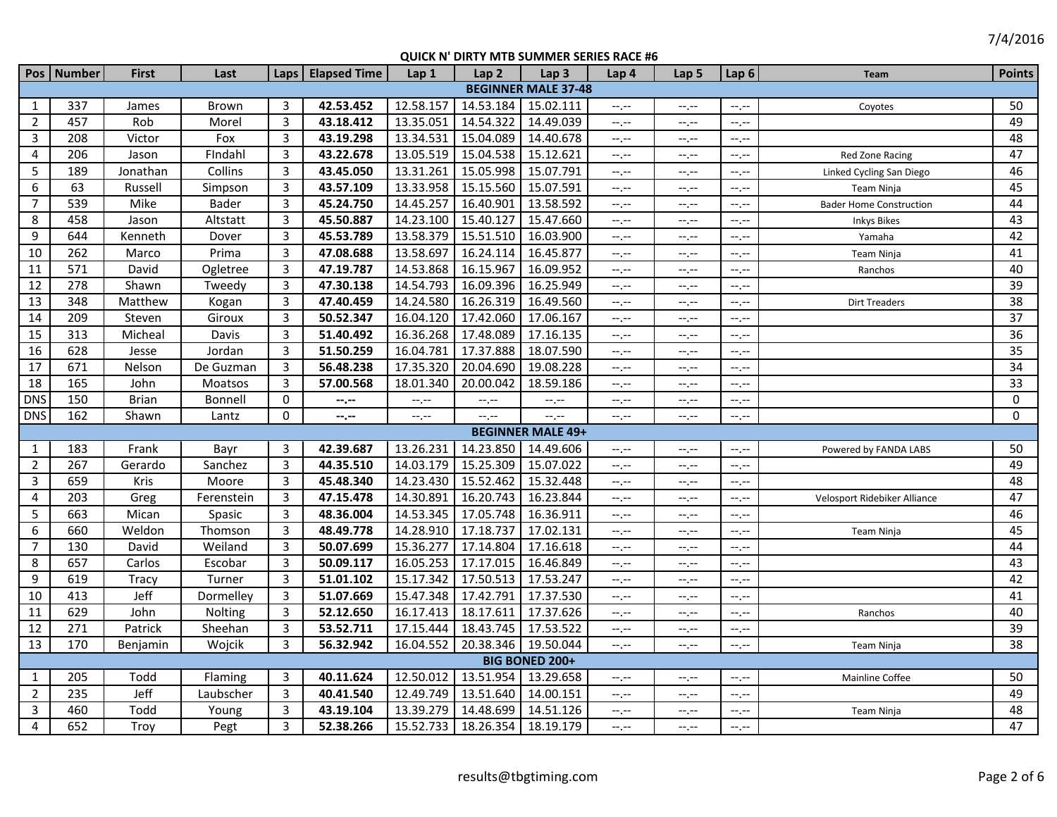7/4/2016

## QUICK N' DIRTY MTB SUMMER SERIES RACE #6

| Pos | Number | First | Last | Laps | Elapsed Time | Lap 1 | Lap 2 | Lap 3 | Lap 4 | Lap 5 | Lap 6 | Team | Points |
|---|---|---|---|---|---|---|---|---|---|---|---|---|---|
| | | | | | | | **BEGINNER MALE 37-48** | | | | | | |
| 1 | 337 | James | Brown | 3 | **42.53.452** | 12.58.157 | 14.53.184 | 15.02.111 | --.-- | --.-- | --.-- | Coyotes | 50 |
| 2 | 457 | Rob | Morel | 3 | **43.18.412** | 13.35.051 | 14.54.322 | 14.49.039 | --.-- | --.-- | --.-- | | 49 |
| 3 | 208 | Victor | Fox | 3 | **43.19.298** | 13.34.531 | 15.04.089 | 14.40.678 | --.-- | --.-- | --.-- | | 48 |
| 4 | 206 | Jason | FIndahl | 3 | **43.22.678** | 13.05.519 | 15.04.538 | 15.12.621 | --.-- | --.-- | --.-- | Red Zone Racing | 47 |
| 5 | 189 | Jonathan | Collins | 3 | **43.45.050** | 13.31.261 | 15.05.998 | 15.07.791 | --.-- | --.-- | --.-- | Linked Cycling San Diego | 46 |
| 6 | 63 | Russell | Simpson | 3 | **43.57.109** | 13.33.958 | 15.15.560 | 15.07.591 | --.-- | --.-- | --.-- | Team Ninja | 45 |
| 7 | 539 | Mike | Bader | 3 | **45.24.750** | 14.45.257 | 16.40.901 | 13.58.592 | --.-- | --.-- | --.-- | Bader Home Construction | 44 |
| 8 | 458 | Jason | Altstatt | 3 | **45.50.887** | 14.23.100 | 15.40.127 | 15.47.660 | --.-- | --.-- | --.-- | Inkys Bikes | 43 |
| 9 | 644 | Kenneth | Dover | 3 | **45.53.789** | 13.58.379 | 15.51.510 | 16.03.900 | --.-- | --.-- | --.-- | Yamaha | 42 |
| 10 | 262 | Marco | Prima | 3 | **47.08.688** | 13.58.697 | 16.24.114 | 16.45.877 | --.-- | --.-- | --.-- | Team Ninja | 41 |
| 11 | 571 | David | Ogletree | 3 | **47.19.787** | 14.53.868 | 16.15.967 | 16.09.952 | --.-- | --.-- | --.-- | Ranchos | 40 |
| 12 | 278 | Shawn | Tweedy | 3 | **47.30.138** | 14.54.793 | 16.09.396 | 16.25.949 | --.-- | --.-- | --.-- | | 39 |
| 13 | 348 | Matthew | Kogan | 3 | **47.40.459** | 14.24.580 | 16.26.319 | 16.49.560 | --.-- | --.-- | --.-- | Dirt Treaders | 38 |
| 14 | 209 | Steven | Giroux | 3 | **50.52.347** | 16.04.120 | 17.42.060 | 17.06.167 | --.-- | --.-- | --.-- | | 37 |
| 15 | 313 | Micheal | Davis | 3 | **51.40.492** | 16.36.268 | 17.48.089 | 17.16.135 | --.-- | --.-- | --.-- | | 36 |
| 16 | 628 | Jesse | Jordan | 3 | **51.50.259** | 16.04.781 | 17.37.888 | 18.07.590 | --.-- | --.-- | --.-- | | 35 |
| 17 | 671 | Nelson | De Guzman | 3 | **56.48.238** | 17.35.320 | 20.04.690 | 19.08.228 | --.-- | --.-- | --.-- | | 34 |
| 18 | 165 | John | Moatsos | 3 | **57.00.568** | 18.01.340 | 20.00.042 | 18.59.186 | --.-- | --.-- | --.-- | | 33 |
| DNS | 150 | Brian | Bonnell | 0 | **--.--** | --.-- | --.-- | --.-- | --.-- | --.-- | --.-- | | 0 |
| DNS | 162 | Shawn | Lantz | 0 | **--.--** | --.-- | --.-- | --.-- | --.-- | --.-- | --.-- | | 0 |
| | | | | | | | **BEGINNER MALE 49+** | | | | | | |
| 1 | 183 | Frank | Bayr | 3 | **42.39.687** | 13.26.231 | 14.23.850 | 14.49.606 | --.-- | --.-- | --.-- | Powered by FANDA LABS | 50 |
| 2 | 267 | Gerardo | Sanchez | 3 | **44.35.510** | 14.03.179 | 15.25.309 | 15.07.022 | --.-- | --.-- | --.-- | | 49 |
| 3 | 659 | Kris | Moore | 3 | **45.48.340** | 14.23.430 | 15.52.462 | 15.32.448 | --.-- | --.-- | --.-- | | 48 |
| 4 | 203 | Greg | Ferenstein | 3 | **47.15.478** | 14.30.891 | 16.20.743 | 16.23.844 | --.-- | --.-- | --.-- | Velosport Ridebiker Alliance | 47 |
| 5 | 663 | Mican | Spasic | 3 | **48.36.004** | 14.53.345 | 17.05.748 | 16.36.911 | --.-- | --.-- | --.-- | | 46 |
| 6 | 660 | Weldon | Thomson | 3 | **48.49.778** | 14.28.910 | 17.18.737 | 17.02.131 | --.-- | --.-- | --.-- | Team Ninja | 45 |
| 7 | 130 | David | Weiland | 3 | **50.07.699** | 15.36.277 | 17.14.804 | 17.16.618 | --.-- | --.-- | --.-- | | 44 |
| 8 | 657 | Carlos | Escobar | 3 | **50.09.117** | 16.05.253 | 17.17.015 | 16.46.849 | --.-- | --.-- | --.-- | | 43 |
| 9 | 619 | Tracy | Turner | 3 | **51.01.102** | 15.17.342 | 17.50.513 | 17.53.247 | --.-- | --.-- | --.-- | | 42 |
| 10 | 413 | Jeff | Dormelley | 3 | **51.07.669** | 15.47.348 | 17.42.791 | 17.37.530 | --.-- | --.-- | --.-- | | 41 |
| 11 | 629 | John | Nolting | 3 | **52.12.650** | 16.17.413 | 18.17.611 | 17.37.626 | --.-- | --.-- | --.-- | Ranchos | 40 |
| 12 | 271 | Patrick | Sheehan | 3 | **53.52.711** | 17.15.444 | 18.43.745 | 17.53.522 | --.-- | --.-- | --.-- | | 39 |
| 13 | 170 | Benjamin | Wojcik | 3 | **56.32.942** | 16.04.552 | 20.38.346 | 19.50.044 | --.-- | --.-- | --.-- | Team Ninja | 38 |
| | | | | | | | **BIG BONED 200+** | | | | | | |
| 1 | 205 | Todd | Flaming | 3 | **40.11.624** | 12.50.012 | 13.51.954 | 13.29.658 | --.-- | --.-- | --.-- | Mainline Coffee | 50 |
| 2 | 235 | Jeff | Laubscher | 3 | **40.41.540** | 12.49.749 | 13.51.640 | 14.00.151 | --.-- | --.-- | --.-- | | 49 |
| 3 | 460 | Todd | Young | 3 | **43.19.104** | 13.39.279 | 14.48.699 | 14.51.126 | --.-- | --.-- | --.-- | Team Ninja | 48 |
| 4 | 652 | Troy | Pegt | 3 | **52.38.266** | 15.52.733 | 18.26.354 | 18.19.179 | --.-- | --.-- | --.-- | | 47 |

results@tbgtiming.com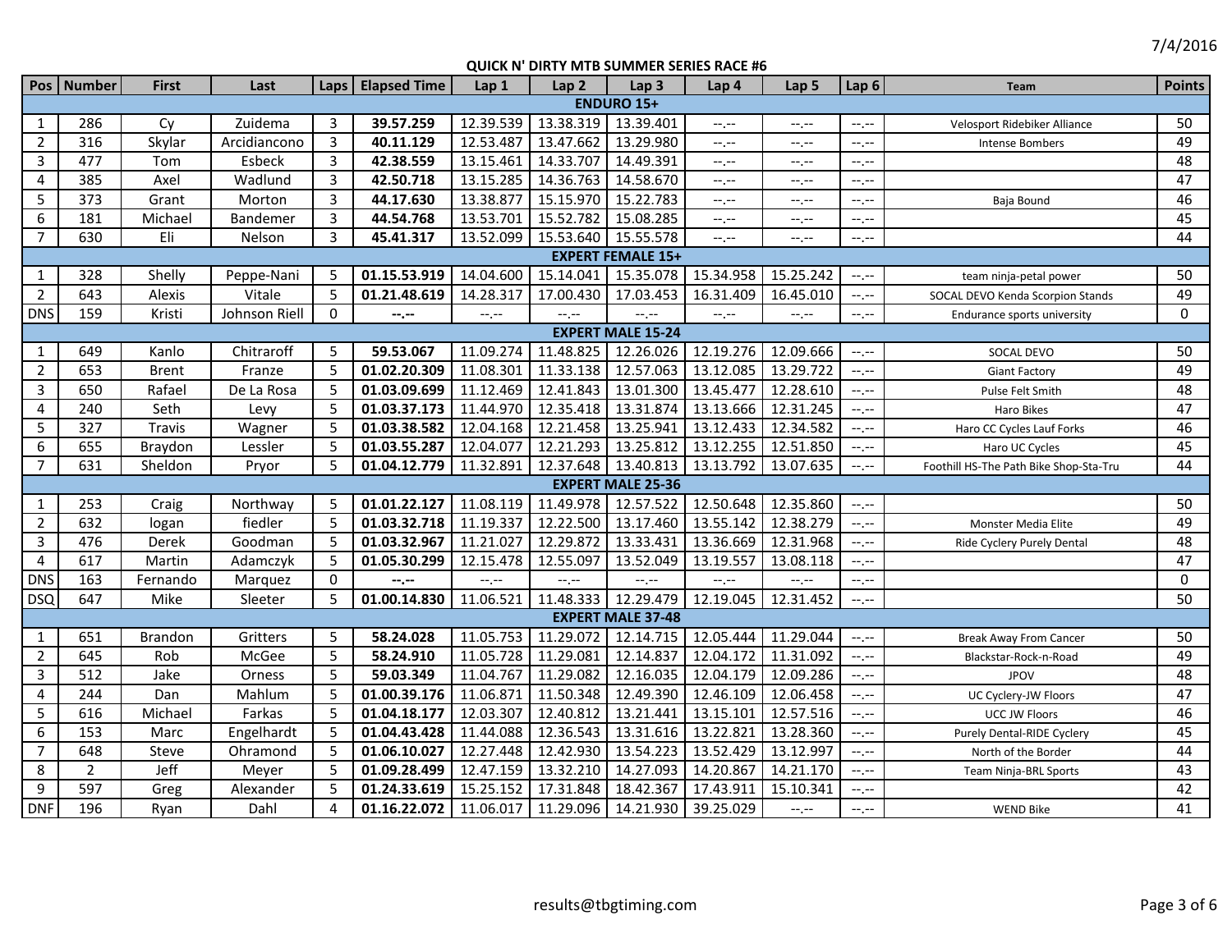7/4/2016

## QUICK N' DIRTY MTB SUMMER SERIES RACE #6

| Pos | Number | First | Last | Laps | Elapsed Time | Lap 1 | Lap 2 | Lap 3 | Lap 4 | Lap 5 | Lap 6 | Team | Points |
|---|---|---|---|---|---|---|---|---|---|---|---|---|---|
| **ENDURO 15+** | | | | | | | | | | | | | |
| 1 | 286 | Cy | Zuidema | 3 | **39.57.259** | 12.39.539 | 13.38.319 | 13.39.401 | --.-- | --.-- | --.-- | Velosport Ridebiker Alliance | 50 |
| 2 | 316 | Skylar | Arcidiancono | 3 | **40.11.129** | 12.53.487 | 13.47.662 | 13.29.980 | --.-- | --.-- | --.-- | Intense Bombers | 49 |
| 3 | 477 | Tom | Esbeck | 3 | **42.38.559** | 13.15.461 | 14.33.707 | 14.49.391 | --.-- | --.-- | --.-- | | 48 |
| 4 | 385 | Axel | Wadlund | 3 | **42.50.718** | 13.15.285 | 14.36.763 | 14.58.670 | --.-- | --.-- | --.-- | | 47 |
| 5 | 373 | Grant | Morton | 3 | **44.17.630** | 13.38.877 | 15.15.970 | 15.22.783 | --.-- | --.-- | --.-- | Baja Bound | 46 |
| 6 | 181 | Michael | Bandemer | 3 | **44.54.768** | 13.53.701 | 15.52.782 | 15.08.285 | --.-- | --.-- | --.-- | | 45 |
| 7 | 630 | Eli | Nelson | 3 | **45.41.317** | 13.52.099 | 15.53.640 | 15.55.578 | --.-- | --.-- | --.-- | | 44 |
| **EXPERT FEMALE 15+** | | | | | | | | | | | | | |
| 1 | 328 | Shelly | Peppe-Nani | 5 | **01.15.53.919** | 14.04.600 | 15.14.041 | 15.35.078 | 15.34.958 | 15.25.242 | --.-- | team ninja-petal power | 50 |
| 2 | 643 | Alexis | Vitale | 5 | **01.21.48.619** | 14.28.317 | 17.00.430 | 17.03.453 | 16.31.409 | 16.45.010 | --.-- | SOCAL DEVO Kenda Scorpion Stands | 49 |
| DNS | 159 | Kristi | Johnson Riell | 0 | **--.--** | --.-- | --.-- | --.-- | --.-- | --.-- | --.-- | Endurance sports university | 0 |
| **EXPERT MALE 15-24** | | | | | | | | | | | | | |
| 1 | 649 | Kanlo | Chitraroff | 5 | **59.53.067** | 11.09.274 | 11.48.825 | 12.26.026 | 12.19.276 | 12.09.666 | --.-- | SOCAL DEVO | 50 |
| 2 | 653 | Brent | Franze | 5 | **01.02.20.309** | 11.08.301 | 11.33.138 | 12.57.063 | 13.12.085 | 13.29.722 | --.-- | Giant Factory | 49 |
| 3 | 650 | Rafael | De La Rosa | 5 | **01.03.09.699** | 11.12.469 | 12.41.843 | 13.01.300 | 13.45.477 | 12.28.610 | --.-- | Pulse Felt Smith | 48 |
| 4 | 240 | Seth | Levy | 5 | **01.03.37.173** | 11.44.970 | 12.35.418 | 13.31.874 | 13.13.666 | 12.31.245 | --.-- | Haro Bikes | 47 |
| 5 | 327 | Travis | Wagner | 5 | **01.03.38.582** | 12.04.168 | 12.21.458 | 13.25.941 | 13.12.433 | 12.34.582 | --.-- | Haro CC Cycles Lauf Forks | 46 |
| 6 | 655 | Braydon | Lessler | 5 | **01.03.55.287** | 12.04.077 | 12.21.293 | 13.25.812 | 13.12.255 | 12.51.850 | --.-- | Haro UC Cycles | 45 |
| 7 | 631 | Sheldon | Pryor | 5 | **01.04.12.779** | 11.32.891 | 12.37.648 | 13.40.813 | 13.13.792 | 13.07.635 | --.-- | Foothill HS-The Path Bike Shop-Sta-Tru | 44 |
| **EXPERT MALE 25-36** | | | | | | | | | | | | | |
| 1 | 253 | Craig | Northway | 5 | **01.01.22.127** | 11.08.119 | 11.49.978 | 12.57.522 | 12.50.648 | 12.35.860 | --.-- | | 50 |
| 2 | 632 | logan | fiedler | 5 | **01.03.32.718** | 11.19.337 | 12.22.500 | 13.17.460 | 13.55.142 | 12.38.279 | --.-- | Monster Media Elite | 49 |
| 3 | 476 | Derek | Goodman | 5 | **01.03.32.967** | 11.21.027 | 12.29.872 | 13.33.431 | 13.36.669 | 12.31.968 | --.-- | Ride Cyclery Purely Dental | 48 |
| 4 | 617 | Martin | Adamczyk | 5 | **01.05.30.299** | 12.15.478 | 12.55.097 | 13.52.049 | 13.19.557 | 13.08.118 | --.-- | | 47 |
| DNS | 163 | Fernando | Marquez | 0 | **--.--** | --.-- | --.-- | --.-- | --.-- | --.-- | --.-- | | 0 |
| DSQ | 647 | Mike | Sleeter | 5 | **01.00.14.830** | 11.06.521 | 11.48.333 | 12.29.479 | 12.19.045 | 12.31.452 | --.-- | | 50 |
| **EXPERT MALE 37-48** | | | | | | | | | | | | | |
| 1 | 651 | Brandon | Gritters | 5 | **58.24.028** | 11.05.753 | 11.29.072 | 12.14.715 | 12.05.444 | 11.29.044 | --.-- | Break Away From Cancer | 50 |
| 2 | 645 | Rob | McGee | 5 | **58.24.910** | 11.05.728 | 11.29.081 | 12.14.837 | 12.04.172 | 11.31.092 | --.-- | Blackstar-Rock-n-Road | 49 |
| 3 | 512 | Jake | Orness | 5 | **59.03.349** | 11.04.767 | 11.29.082 | 12.16.035 | 12.04.179 | 12.09.286 | --.-- | JPOV | 48 |
| 4 | 244 | Dan | Mahlum | 5 | **01.00.39.176** | 11.06.871 | 11.50.348 | 12.49.390 | 12.46.109 | 12.06.458 | --.-- | UC Cyclery-JW Floors | 47 |
| 5 | 616 | Michael | Farkas | 5 | **01.04.18.177** | 12.03.307 | 12.40.812 | 13.21.441 | 13.15.101 | 12.57.516 | --.-- | UCC JW Floors | 46 |
| 6 | 153 | Marc | Engelhardt | 5 | **01.04.43.428** | 11.44.088 | 12.36.543 | 13.31.616 | 13.22.821 | 13.28.360 | --.-- | Purely Dental-RIDE Cyclery | 45 |
| 7 | 648 | Steve | Ohramond | 5 | **01.06.10.027** | 12.27.448 | 12.42.930 | 13.54.223 | 13.52.429 | 13.12.997 | --.-- | North of the Border | 44 |
| 8 | 2 | Jeff | Meyer | 5 | **01.09.28.499** | 12.47.159 | 13.32.210 | 14.27.093 | 14.20.867 | 14.21.170 | --.-- | Team Ninja-BRL Sports | 43 |
| 9 | 597 | Greg | Alexander | 5 | **01.24.33.619** | 15.25.152 | 17.31.848 | 18.42.367 | 17.43.911 | 15.10.341 | --.-- | | 42 |
| DNF | 196 | Ryan | Dahl | 4 | **01.16.22.072** | 11.06.017 | 11.29.096 | 14.21.930 | 39.25.029 | --.-- | --.-- | WEND Bike | 41 |

results@tbgtiming.com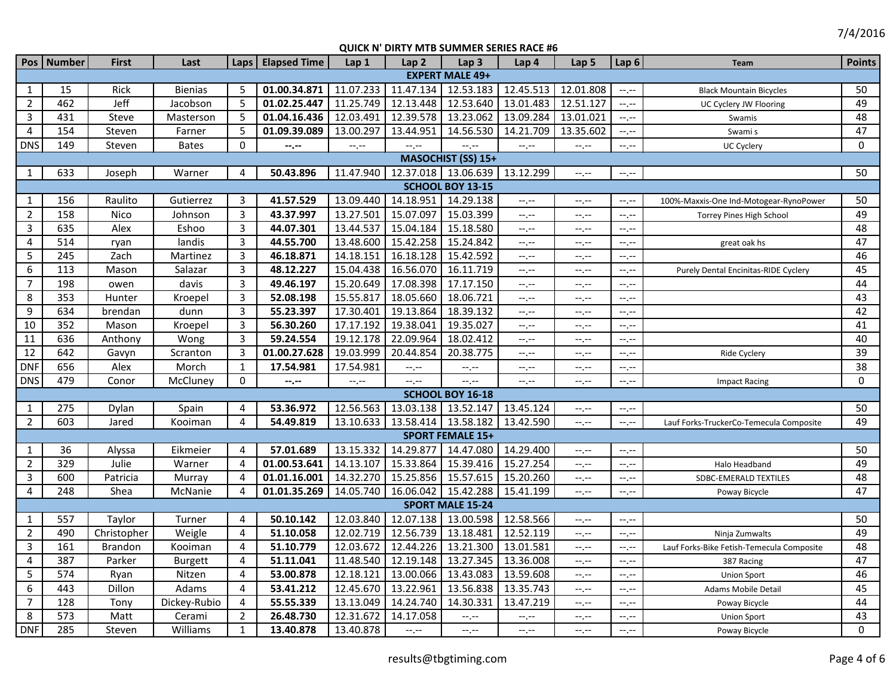7/4/2016

## QUICK N' DIRTY MTB SUMMER SERIES RACE #6

| Pos | Number | First | Last | Laps | Elapsed Time | Lap 1 | Lap 2 | Lap 3 | Lap 4 | Lap 5 | Lap 6 | Team | Points |
|---|---|---|---|---|---|---|---|---|---|---|---|---|---|
| **EXPERT MALE 49+** | | | | | | | | | | | | | |
| 1 | 15 | Rick | Bienias | 5 | **01.00.34.871** | 11.07.233 | 11.47.134 | 12.53.183 | 12.45.513 | 12.01.808 | --.-- | Black Mountain Bicycles | 50 |
| 2 | 462 | Jeff | Jacobson | 5 | **01.02.25.447** | 11.25.749 | 12.13.448 | 12.53.640 | 13.01.483 | 12.51.127 | --.-- | UC Cyclery JW Flooring | 49 |
| 3 | 431 | Steve | Masterson | 5 | **01.04.16.436** | 12.03.491 | 12.39.578 | 13.23.062 | 13.09.284 | 13.01.021 | --.-- | Swamis | 48 |
| 4 | 154 | Steven | Farner | 5 | **01.09.39.089** | 13.00.297 | 13.44.951 | 14.56.530 | 14.21.709 | 13.35.602 | --.-- | Swami s | 47 |
| DNS | 149 | Steven | Bates | 0 | **--.--** | --.-- | --.-- | --.-- | --.-- | --.-- | --.-- | UC Cyclery | 0 |
| **MASOCHIST (SS) 15+** | | | | | | | | | | | | | |
| 1 | 633 | Joseph | Warner | 4 | **50.43.896** | 11.47.940 | 12.37.018 | 13.06.639 | 13.12.299 | --.-- | --.-- | | 50 |
| **SCHOOL BOY 13-15** | | | | | | | | | | | | | |
| 1 | 156 | Raulito | Gutierrez | 3 | **41.57.529** | 13.09.440 | 14.18.951 | 14.29.138 | --.-- | --.-- | --.-- | 100%-Maxxis-One Ind-Motogear-RynoPower | 50 |
| 2 | 158 | Nico | Johnson | 3 | **43.37.997** | 13.27.501 | 15.07.097 | 15.03.399 | --.-- | --.-- | --.-- | Torrey Pines High School | 49 |
| 3 | 635 | Alex | Eshoo | 3 | **44.07.301** | 13.44.537 | 15.04.184 | 15.18.580 | --.-- | --.-- | --.-- | | 48 |
| 4 | 514 | ryan | landis | 3 | **44.55.700** | 13.48.600 | 15.42.258 | 15.24.842 | --.-- | --.-- | --.-- | great oak hs | 47 |
| 5 | 245 | Zach | Martinez | 3 | **46.18.871** | 14.18.151 | 16.18.128 | 15.42.592 | --.-- | --.-- | --.-- | | 46 |
| 6 | 113 | Mason | Salazar | 3 | **48.12.227** | 15.04.438 | 16.56.070 | 16.11.719 | --.-- | --.-- | --.-- | Purely Dental Encinitas-RIDE Cyclery | 45 |
| 7 | 198 | owen | davis | 3 | **49.46.197** | 15.20.649 | 17.08.398 | 17.17.150 | --.-- | --.-- | --.-- | | 44 |
| 8 | 353 | Hunter | Kroepel | 3 | **52.08.198** | 15.55.817 | 18.05.660 | 18.06.721 | --.-- | --.-- | --.-- | | 43 |
| 9 | 634 | brendan | dunn | 3 | **55.23.397** | 17.30.401 | 19.13.864 | 18.39.132 | --.-- | --.-- | --.-- | | 42 |
| 10 | 352 | Mason | Kroepel | 3 | **56.30.260** | 17.17.192 | 19.38.041 | 19.35.027 | --.-- | --.-- | --.-- | | 41 |
| 11 | 636 | Anthony | Wong | 3 | **59.24.554** | 19.12.178 | 22.09.964 | 18.02.412 | --.-- | --.-- | --.-- | | 40 |
| 12 | 642 | Gavyn | Scranton | 3 | **01.00.27.628** | 19.03.999 | 20.44.854 | 20.38.775 | --.-- | --.-- | --.-- | Ride Cyclery | 39 |
| DNF | 656 | Alex | Morch | 1 | **17.54.981** | 17.54.981 | --.-- | --.-- | --.-- | --.-- | --.-- | | 38 |
| DNS | 479 | Conor | McCluney | 0 | **--.--** | --.-- | --.-- | --.-- | --.-- | --.-- | --.-- | Impact Racing | 0 |
| **SCHOOL BOY 16-18** | | | | | | | | | | | | | |
| 1 | 275 | Dylan | Spain | 4 | **53.36.972** | 12.56.563 | 13.03.138 | 13.52.147 | 13.45.124 | --.-- | --.-- | | 50 |
| 2 | 603 | Jared | Kooiman | 4 | **54.49.819** | 13.10.633 | 13.58.414 | 13.58.182 | 13.42.590 | --.-- | --.-- | Lauf Forks-TruckerCo-Temecula Composite | 49 |
| **SPORT FEMALE 15+** | | | | | | | | | | | | | |
| 1 | 36 | Alyssa | Eikmeier | 4 | **57.01.689** | 13.15.332 | 14.29.877 | 14.47.080 | 14.29.400 | --.-- | --.-- | | 50 |
| 2 | 329 | Julie | Warner | 4 | **01.00.53.641** | 14.13.107 | 15.33.864 | 15.39.416 | 15.27.254 | --.-- | --.-- | Halo Headband | 49 |
| 3 | 600 | Patricia | Murray | 4 | **01.01.16.001** | 14.32.270 | 15.25.856 | 15.57.615 | 15.20.260 | --.-- | --.-- | SDBC-EMERALD TEXTILES | 48 |
| 4 | 248 | Shea | McNanie | 4 | **01.01.35.269** | 14.05.740 | 16.06.042 | 15.42.288 | 15.41.199 | --.-- | --.-- | Poway Bicycle | 47 |
| **SPORT MALE 15-24** | | | | | | | | | | | | | |
| 1 | 557 | Taylor | Turner | 4 | **50.10.142** | 12.03.840 | 12.07.138 | 13.00.598 | 12.58.566 | --.-- | --.-- | | 50 |
| 2 | 490 | Christopher | Weigle | 4 | **51.10.058** | 12.02.719 | 12.56.739 | 13.18.481 | 12.52.119 | --.-- | --.-- | Ninja Zumwalts | 49 |
| 3 | 161 | Brandon | Kooiman | 4 | **51.10.779** | 12.03.672 | 12.44.226 | 13.21.300 | 13.01.581 | --.-- | --.-- | Lauf Forks-Bike Fetish-Temecula Composite | 48 |
| 4 | 387 | Parker | Burgett | 4 | **51.11.041** | 11.48.540 | 12.19.148 | 13.27.345 | 13.36.008 | --.-- | --.-- | 387 Racing | 47 |
| 5 | 574 | Ryan | Nitzen | 4 | **53.00.878** | 12.18.121 | 13.00.066 | 13.43.083 | 13.59.608 | --.-- | --.-- | Union Sport | 46 |
| 6 | 443 | Dillon | Adams | 4 | **53.41.212** | 12.45.670 | 13.22.961 | 13.56.838 | 13.35.743 | --.-- | --.-- | Adams Mobile Detail | 45 |
| 7 | 128 | Tony | Dickey-Rubio | 4 | **55.55.339** | 13.13.049 | 14.24.740 | 14.30.331 | 13.47.219 | --.-- | --.-- | Poway Bicycle | 44 |
| 8 | 573 | Matt | Cerami | 2 | **26.48.730** | 12.31.672 | 14.17.058 | --.-- | --.-- | --.-- | --.-- | Union Sport | 43 |
| DNF | 285 | Steven | Williams | 1 | **13.40.878** | 13.40.878 | --.-- | --.-- | --.-- | --.-- | --.-- | Poway Bicycle | 0 |

results@tbgtiming.com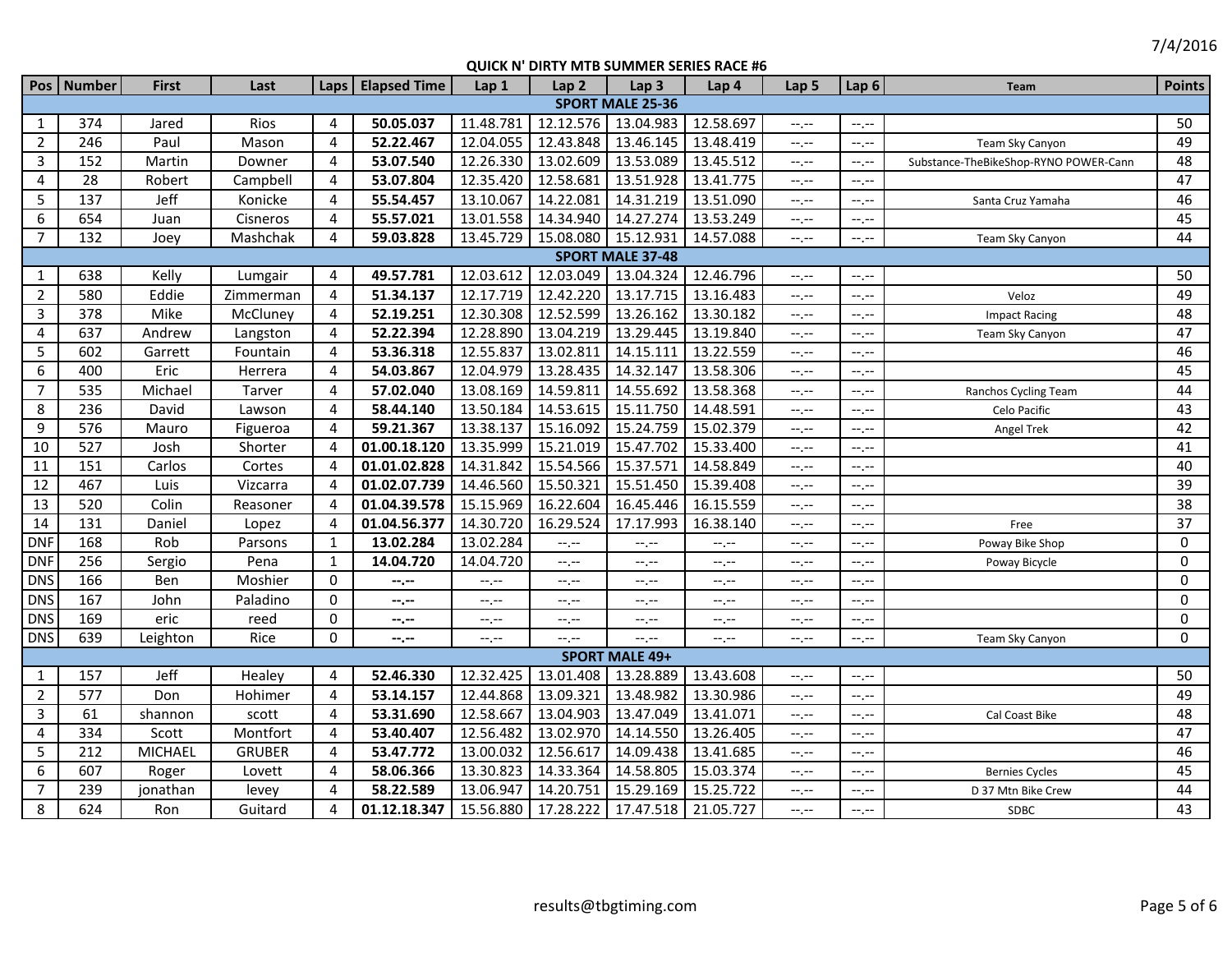7/4/2016

## QUICK N' DIRTY MTB SUMMER SERIES RACE #6

| Pos | Number | First | Last | Laps | Elapsed Time | Lap 1 | Lap 2 | Lap 3 | Lap 4 | Lap 5 | Lap 6 | Team | Points |
|---|---|---|---|---|---|---|---|---|---|---|---|---|---|
| **SPORT MALE 25-36** | | | | | | | | | | | | | |
| 1 | 374 | Jared | Rios | 4 | **50.05.037** | 11.48.781 | 12.12.576 | 13.04.983 | 12.58.697 | --.-- | --.-- | | 50 |
| 2 | 246 | Paul | Mason | 4 | **52.22.467** | 12.04.055 | 12.43.848 | 13.46.145 | 13.48.419 | --.-- | --.-- | Team Sky Canyon | 49 |
| 3 | 152 | Martin | Downer | 4 | **53.07.540** | 12.26.330 | 13.02.609 | 13.53.089 | 13.45.512 | --.-- | --.-- | Substance-TheBikeShop-RYNO POWER-Cann | 48 |
| 4 | 28 | Robert | Campbell | 4 | **53.07.804** | 12.35.420 | 12.58.681 | 13.51.928 | 13.41.775 | --.-- | --.-- | | 47 |
| 5 | 137 | Jeff | Konicke | 4 | **55.54.457** | 13.10.067 | 14.22.081 | 14.31.219 | 13.51.090 | --.-- | --.-- | Santa Cruz Yamaha | 46 |
| 6 | 654 | Juan | Cisneros | 4 | **55.57.021** | 13.01.558 | 14.34.940 | 14.27.274 | 13.53.249 | --.-- | --.-- | | 45 |
| 7 | 132 | Joey | Mashchak | 4 | **59.03.828** | 13.45.729 | 15.08.080 | 15.12.931 | 14.57.088 | --.-- | --.-- | Team Sky Canyon | 44 |
| **SPORT MALE 37-48** | | | | | | | | | | | | | |
| 1 | 638 | Kelly | Lumgair | 4 | **49.57.781** | 12.03.612 | 12.03.049 | 13.04.324 | 12.46.796 | --.-- | --.-- | | 50 |
| 2 | 580 | Eddie | Zimmerman | 4 | **51.34.137** | 12.17.719 | 12.42.220 | 13.17.715 | 13.16.483 | --.-- | --.-- | Veloz | 49 |
| 3 | 378 | Mike | McCluney | 4 | **52.19.251** | 12.30.308 | 12.52.599 | 13.26.162 | 13.30.182 | --.-- | --.-- | Impact Racing | 48 |
| 4 | 637 | Andrew | Langston | 4 | **52.22.394** | 12.28.890 | 13.04.219 | 13.29.445 | 13.19.840 | --.-- | --.-- | Team Sky Canyon | 47 |
| 5 | 602 | Garrett | Fountain | 4 | **53.36.318** | 12.55.837 | 13.02.811 | 14.15.111 | 13.22.559 | --.-- | --.-- | | 46 |
| 6 | 400 | Eric | Herrera | 4 | **54.03.867** | 12.04.979 | 13.28.435 | 14.32.147 | 13.58.306 | --.-- | --.-- | | 45 |
| 7 | 535 | Michael | Tarver | 4 | **57.02.040** | 13.08.169 | 14.59.811 | 14.55.692 | 13.58.368 | --.-- | --.-- | Ranchos Cycling Team | 44 |
| 8 | 236 | David | Lawson | 4 | **58.44.140** | 13.50.184 | 14.53.615 | 15.11.750 | 14.48.591 | --.-- | --.-- | Celo Pacific | 43 |
| 9 | 576 | Mauro | Figueroa | 4 | **59.21.367** | 13.38.137 | 15.16.092 | 15.24.759 | 15.02.379 | --.-- | --.-- | Angel Trek | 42 |
| 10 | 527 | Josh | Shorter | 4 | **01.00.18.120** | 13.35.999 | 15.21.019 | 15.47.702 | 15.33.400 | --.-- | --.-- | | 41 |
| 11 | 151 | Carlos | Cortes | 4 | **01.01.02.828** | 14.31.842 | 15.54.566 | 15.37.571 | 14.58.849 | --.-- | --.-- | | 40 |
| 12 | 467 | Luis | Vizcarra | 4 | **01.02.07.739** | 14.46.560 | 15.50.321 | 15.51.450 | 15.39.408 | --.-- | --.-- | | 39 |
| 13 | 520 | Colin | Reasoner | 4 | **01.04.39.578** | 15.15.969 | 16.22.604 | 16.45.446 | 16.15.559 | --.-- | --.-- | | 38 |
| 14 | 131 | Daniel | Lopez | 4 | **01.04.56.377** | 14.30.720 | 16.29.524 | 17.17.993 | 16.38.140 | --.-- | --.-- | Free | 37 |
| DNF | 168 | Rob | Parsons | 1 | **13.02.284** | 13.02.284 | --.-- | --.-- | --.-- | --.-- | --.-- | Poway Bike Shop | 0 |
| DNF | 256 | Sergio | Pena | 1 | **14.04.720** | 14.04.720 | --.-- | --.-- | --.-- | --.-- | --.-- | Poway Bicycle | 0 |
| DNS | 166 | Ben | Moshier | 0 | **--.--** | --.-- | --.-- | --.-- | --.-- | --.-- | --.-- | | 0 |
| DNS | 167 | John | Paladino | 0 | **--.--** | --.-- | --.-- | --.-- | --.-- | --.-- | --.-- | | 0 |
| DNS | 169 | eric | reed | 0 | **--.--** | --.-- | --.-- | --.-- | --.-- | --.-- | --.-- | | 0 |
| DNS | 639 | Leighton | Rice | 0 | **--.--** | --.-- | --.-- | --.-- | --.-- | --.-- | --.-- | Team Sky Canyon | 0 |
| **SPORT MALE 49+** | | | | | | | | | | | | | |
| 1 | 157 | Jeff | Healey | 4 | **52.46.330** | 12.32.425 | 13.01.408 | 13.28.889 | 13.43.608 | --.-- | --.-- | | 50 |
| 2 | 577 | Don | Hohimer | 4 | **53.14.157** | 12.44.868 | 13.09.321 | 13.48.982 | 13.30.986 | --.-- | --.-- | | 49 |
| 3 | 61 | shannon | scott | 4 | **53.31.690** | 12.58.667 | 13.04.903 | 13.47.049 | 13.41.071 | --.-- | --.-- | Cal Coast Bike | 48 |
| 4 | 334 | Scott | Montfort | 4 | **53.40.407** | 12.56.482 | 13.02.970 | 14.14.550 | 13.26.405 | --.-- | --.-- | | 47 |
| 5 | 212 | MICHAEL | GRUBER | 4 | **53.47.772** | 13.00.032 | 12.56.617 | 14.09.438 | 13.41.685 | --.-- | --.-- | | 46 |
| 6 | 607 | Roger | Lovett | 4 | **58.06.366** | 13.30.823 | 14.33.364 | 14.58.805 | 15.03.374 | --.-- | --.-- | Bernies Cycles | 45 |
| 7 | 239 | jonathan | levey | 4 | **58.22.589** | 13.06.947 | 14.20.751 | 15.29.169 | 15.25.722 | --.-- | --.-- | D 37 Mtn Bike Crew | 44 |
| 8 | 624 | Ron | Guitard | 4 | **01.12.18.347** | 15.56.880 | 17.28.222 | 17.47.518 | 21.05.727 | --.-- | --.-- | SDBC | 43 |

results@tbgtiming.com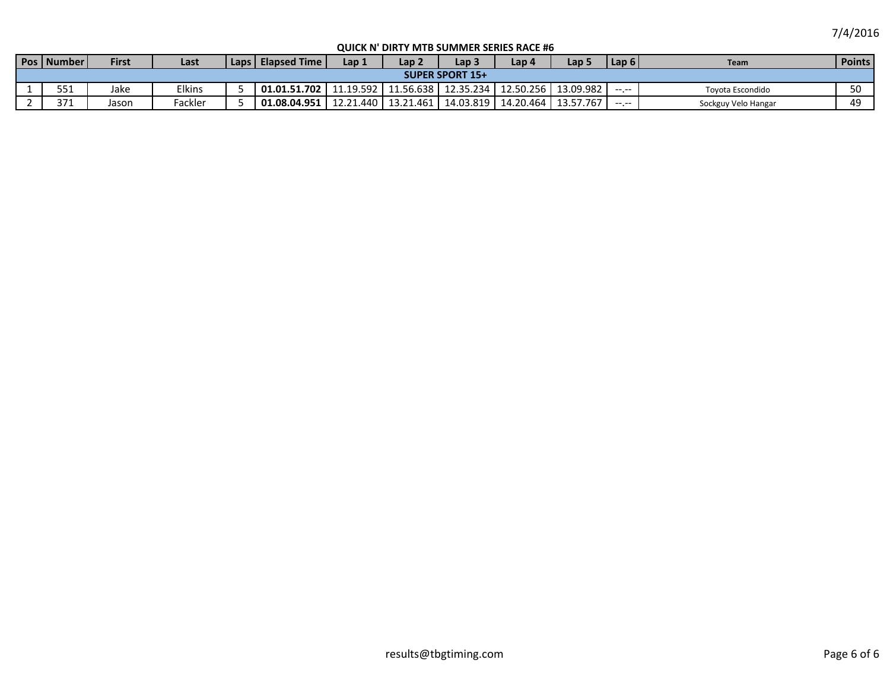7/4/2016

**QUICK N' DIRTY MTB SUMMER SERIES RACE #6**

| Pos | Number | First | Last | Laps | Elapsed Time | Lap 1 | Lap 2 | Lap 3 | Lap 4 | Lap 5 | Lap 6 | Team | Points |
|---|---|---|---|---|---|---|---|---|---|---|---|---|---|
| **SUPER SPORT 15+** | | | | | | | | | | | | | |
| 1 | 551 | Jake | Elkins | 5 | **01.01.51.702** | 11.19.592 | 11.56.638 | 12.35.234 | 12.50.256 | 13.09.982 | --.-- | Toyota Escondido | 50 |
| 2 | 371 | Jason | Fackler | 5 | **01.08.04.951** | 12.21.440 | 13.21.461 | 14.03.819 | 14.20.464 | 13.57.767 | --.-- | Sockguy Velo Hangar | 49 |

results@tbgtiming.com